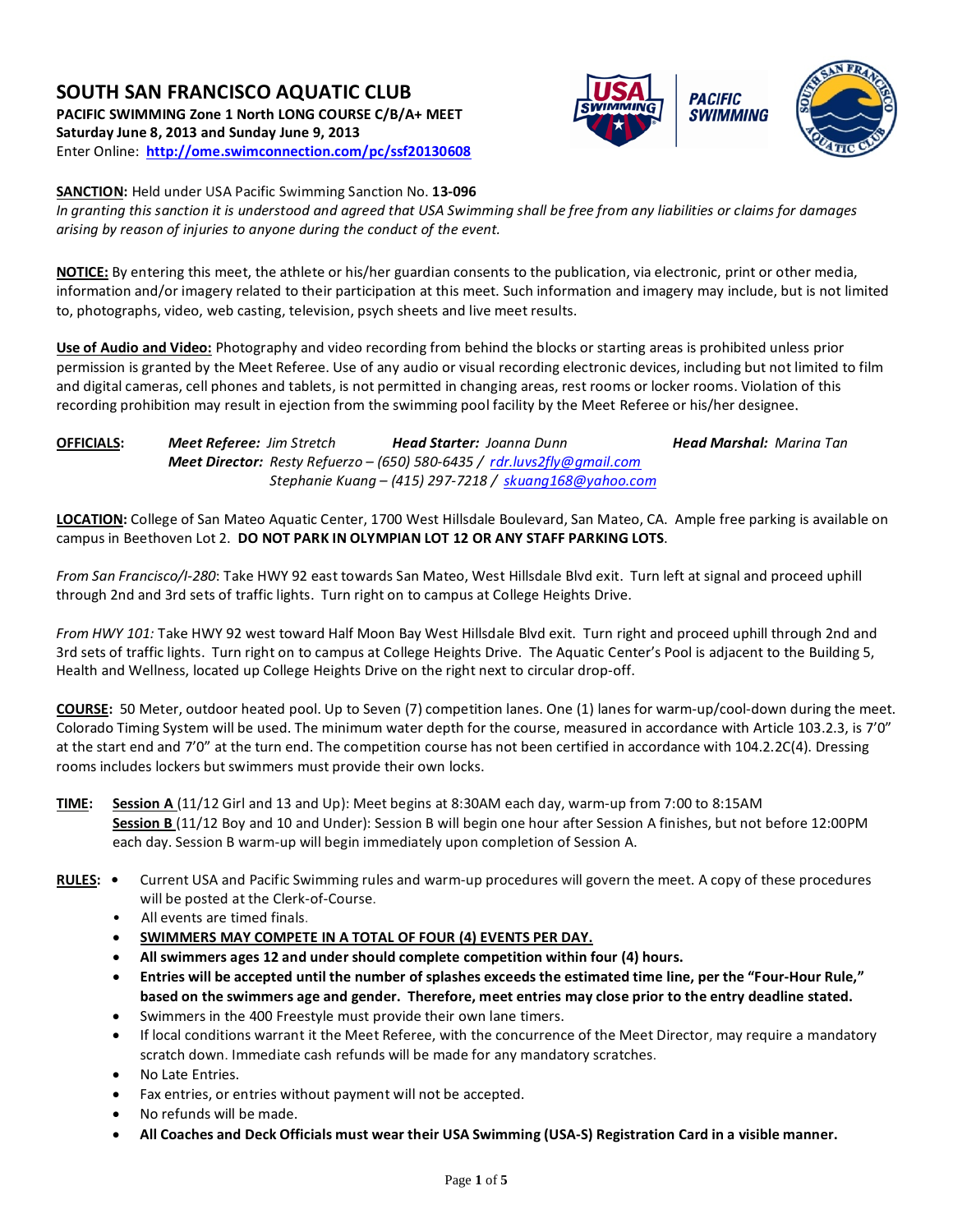# SOUTH SAN FRANCISCO AQUATIC CLUB

**PACIFIC SWIMMING Zone 1 North LONG COURSE C/B/A+ MEET**
**Saturday June 8, 2013 and Sunday June 9, 2013**
Enter Online: **http://ome.swimconnection.com/pc/ssf20130608**

**SANCTION:** Held under USA Pacific Swimming Sanction No. **13-096**
*In granting this sanction it is understood and agreed that USA Swimming shall be free from any liabilities or claims for damages arising by reason of injuries to anyone during the conduct of the event.*

**NOTICE:** By entering this meet, the athlete or his/her guardian consents to the publication, via electronic, print or other media, information and/or imagery related to their participation at this meet. Such information and imagery may include, but is not limited to, photographs, video, web casting, television, psych sheets and live meet results.

**Use of Audio and Video:** Photography and video recording from behind the blocks or starting areas is prohibited unless prior permission is granted by the Meet Referee. Use of any audio or visual recording electronic devices, including but not limited to film and digital cameras, cell phones and tablets, is not permitted in changing areas, rest rooms or locker rooms. Violation of this recording prohibition may result in ejection from the swimming pool facility by the Meet Referee or his/her designee.

**OFFICIALS:** ***Meet Referee:*** *Jim Stretch* ***Head Starter:*** *Joanna Dunn* ***Head Marshal:*** *Marina Tan*
***Meet Director:*** *Resty Refuerzo – (650) 580-6435 / rdr.luvs2fly@gmail.com*
*Stephanie Kuang – (415) 297-7218 / skuang168@yahoo.com*

**LOCATION:** College of San Mateo Aquatic Center, 1700 West Hillsdale Boulevard, San Mateo, CA. Ample free parking is available on campus in Beethoven Lot 2. **DO NOT PARK IN OLYMPIAN LOT 12 OR ANY STAFF PARKING LOTS**.

*From San Francisco/I-280*: Take HWY 92 east towards San Mateo, West Hillsdale Blvd exit. Turn left at signal and proceed uphill through 2nd and 3rd sets of traffic lights. Turn right on to campus at College Heights Drive.

*From HWY 101:* Take HWY 92 west toward Half Moon Bay West Hillsdale Blvd exit. Turn right and proceed uphill through 2nd and 3rd sets of traffic lights. Turn right on to campus at College Heights Drive. The Aquatic Center's Pool is adjacent to the Building 5, Health and Wellness, located up College Heights Drive on the right next to circular drop-off.

**COURSE:** 50 Meter, outdoor heated pool. Up to Seven (7) competition lanes. One (1) lanes for warm-up/cool-down during the meet. Colorado Timing System will be used. The minimum water depth for the course, measured in accordance with Article 103.2.3, is 7'0" at the start end and 7'0" at the turn end. The competition course has not been certified in accordance with 104.2.2C(4). Dressing rooms includes lockers but swimmers must provide their own locks.

**TIME:** **Session A** (11/12 Girl and 13 and Up): Meet begins at 8:30AM each day, warm-up from 7:00 to 8:15AM
**Session B** (11/12 Boy and 10 and Under): Session B will begin one hour after Session A finishes, but not before 12:00PM each day. Session B warm-up will begin immediately upon completion of Session A.

**RULES:**

- Current USA and Pacific Swimming rules and warm-up procedures will govern the meet. A copy of these procedures will be posted at the Clerk-of-Course.
- All events are timed finals.
- **SWIMMERS MAY COMPETE IN A TOTAL OF FOUR (4) EVENTS PER DAY.**
- **All swimmers ages 12 and under should complete competition within four (4) hours.**
- **Entries will be accepted until the number of splashes exceeds the estimated time line, per the "Four-Hour Rule," based on the swimmers age and gender. Therefore, meet entries may close prior to the entry deadline stated.**
- Swimmers in the 400 Freestyle must provide their own lane timers.
- If local conditions warrant it the Meet Referee, with the concurrence of the Meet Director, may require a mandatory scratch down. Immediate cash refunds will be made for any mandatory scratches.
- No Late Entries.
- Fax entries, or entries without payment will not be accepted.
- No refunds will be made.
- **All Coaches and Deck Officials must wear their USA Swimming (USA-S) Registration Card in a visible manner.**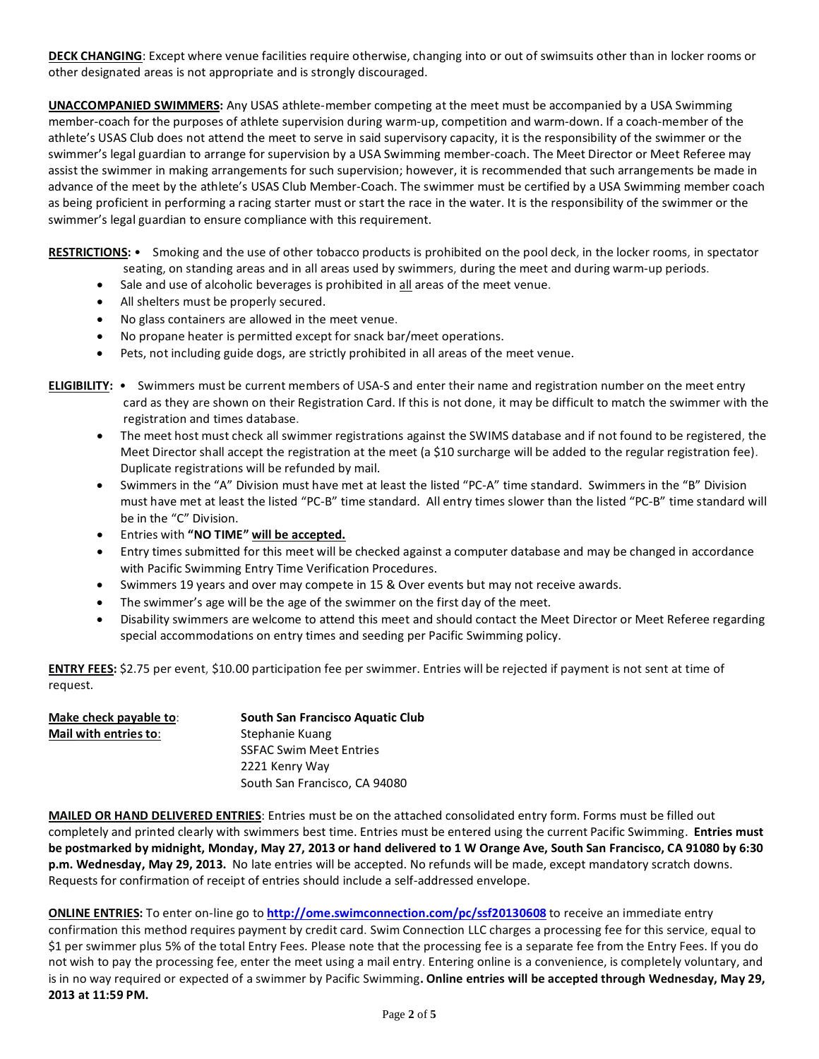**DECK CHANGING**: Except where venue facilities require otherwise, changing into or out of swimsuits other than in locker rooms or other designated areas is not appropriate and is strongly discouraged.

**UNACCOMPANIED SWIMMERS:** Any USAS athlete-member competing at the meet must be accompanied by a USA Swimming member-coach for the purposes of athlete supervision during warm-up, competition and warm-down. If a coach-member of the athlete's USAS Club does not attend the meet to serve in said supervisory capacity, it is the responsibility of the swimmer or the swimmer's legal guardian to arrange for supervision by a USA Swimming member-coach. The Meet Director or Meet Referee may assist the swimmer in making arrangements for such supervision; however, it is recommended that such arrangements be made in advance of the meet by the athlete's USAS Club Member-Coach. The swimmer must be certified by a USA Swimming member coach as being proficient in performing a racing starter must or start the race in the water. It is the responsibility of the swimmer or the swimmer's legal guardian to ensure compliance with this requirement.

**RESTRICTIONS:**

- Smoking and the use of other tobacco products is prohibited on the pool deck, in the locker rooms, in spectator seating, on standing areas and in all areas used by swimmers, during the meet and during warm-up periods.
- Sale and use of alcoholic beverages is prohibited in all areas of the meet venue.
- All shelters must be properly secured.
- No glass containers are allowed in the meet venue.
- No propane heater is permitted except for snack bar/meet operations.
- Pets, not including guide dogs, are strictly prohibited in all areas of the meet venue.

**ELIGIBILITY:**

- Swimmers must be current members of USA-S and enter their name and registration number on the meet entry card as they are shown on their Registration Card. If this is not done, it may be difficult to match the swimmer with the registration and times database.
- The meet host must check all swimmer registrations against the SWIMS database and if not found to be registered, the Meet Director shall accept the registration at the meet (a $10 surcharge will be added to the regular registration fee). Duplicate registrations will be refunded by mail.
- Swimmers in the "A" Division must have met at least the listed "PC-A" time standard. Swimmers in the "B" Division must have met at least the listed "PC-B" time standard. All entry times slower than the listed "PC-B" time standard will be in the "C" Division.
- Entries with **"NO TIME" will be accepted.**
- Entry times submitted for this meet will be checked against a computer database and may be changed in accordance with Pacific Swimming Entry Time Verification Procedures.
- Swimmers 19 years and over may compete in 15 & Over events but may not receive awards.
- The swimmer's age will be the age of the swimmer on the first day of the meet.
- Disability swimmers are welcome to attend this meet and should contact the Meet Director or Meet Referee regarding special accommodations on entry times and seeding per Pacific Swimming policy.

**ENTRY FEES:** $2.75 per event, $10.00 participation fee per swimmer. Entries will be rejected if payment is not sent at time of request.

**Make check payable to**: **South San Francisco Aquatic Club**

**Mail with entries to**:
Stephanie Kuang
SSFAC Swim Meet Entries
2221 Kenry Way
South San Francisco, CA 94080

**MAILED OR HAND DELIVERED ENTRIES**: Entries must be on the attached consolidated entry form. Forms must be filled out completely and printed clearly with swimmers best time. Entries must be entered using the current Pacific Swimming. **Entries must be postmarked by midnight, Monday, May 27, 2013 or hand delivered to 1 W Orange Ave, South San Francisco, CA 91080 by 6:30 p.m. Wednesday, May 29, 2013.** No late entries will be accepted. No refunds will be made, except mandatory scratch downs. Requests for confirmation of receipt of entries should include a self-addressed envelope.

**ONLINE ENTRIES:** To enter on-line go to **http://ome.swimconnection.com/pc/ssf20130608** to receive an immediate entry confirmation this method requires payment by credit card. Swim Connection LLC charges a processing fee for this service, equal to $1 per swimmer plus 5% of the total Entry Fees. Please note that the processing fee is a separate fee from the Entry Fees. If you do not wish to pay the processing fee, enter the meet using a mail entry. Entering online is a convenience, is completely voluntary, and is in no way required or expected of a swimmer by Pacific Swimming**. Online entries will be accepted through Wednesday, May 29, 2013 at 11:59 PM.**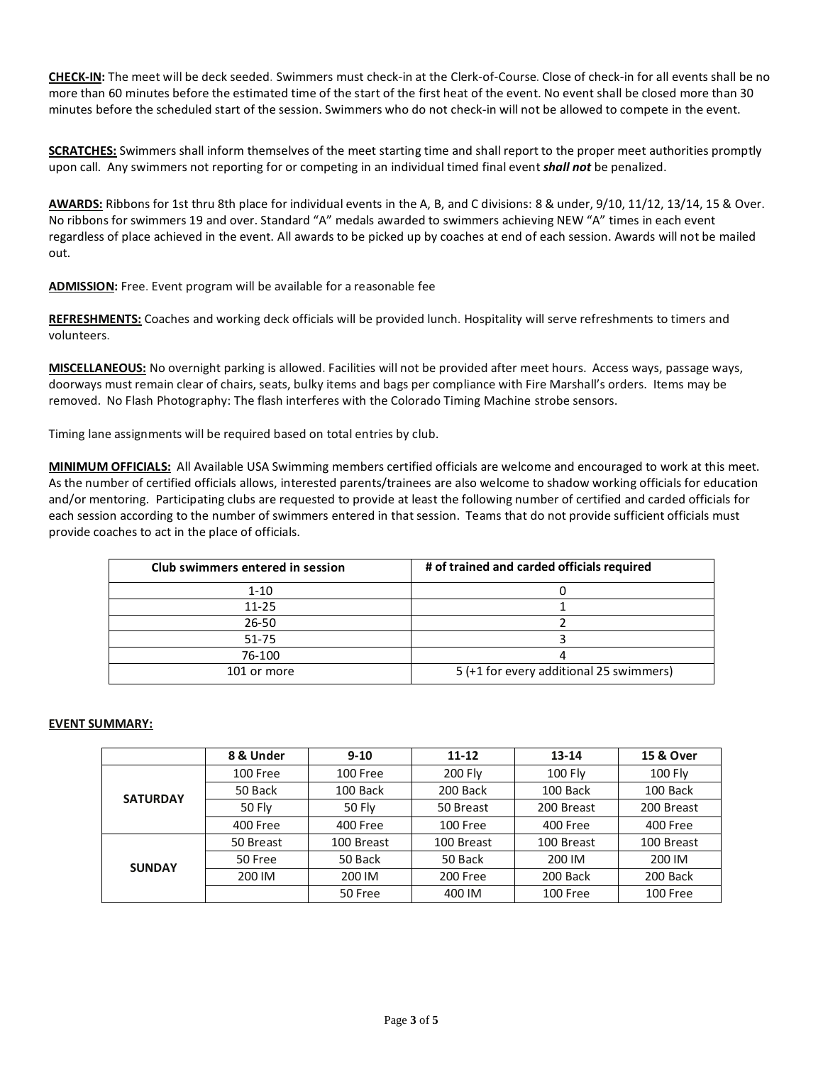**CHECK-IN:** The meet will be deck seeded. Swimmers must check-in at the Clerk-of-Course. Close of check-in for all events shall be no more than 60 minutes before the estimated time of the start of the first heat of the event. No event shall be closed more than 30 minutes before the scheduled start of the session. Swimmers who do not check-in will not be allowed to compete in the event.

**SCRATCHES:** Swimmers shall inform themselves of the meet starting time and shall report to the proper meet authorities promptly upon call. Any swimmers not reporting for or competing in an individual timed final event ***shall not*** be penalized.

**AWARDS:** Ribbons for 1st thru 8th place for individual events in the A, B, and C divisions: 8 & under, 9/10, 11/12, 13/14, 15 & Over. No ribbons for swimmers 19 and over. Standard "A" medals awarded to swimmers achieving NEW "A" times in each event regardless of place achieved in the event. All awards to be picked up by coaches at end of each session. Awards will not be mailed out.

**ADMISSION:** Free. Event program will be available for a reasonable fee

**REFRESHMENTS:** Coaches and working deck officials will be provided lunch. Hospitality will serve refreshments to timers and volunteers.

**MISCELLANEOUS:** No overnight parking is allowed. Facilities will not be provided after meet hours. Access ways, passage ways, doorways must remain clear of chairs, seats, bulky items and bags per compliance with Fire Marshall's orders. Items may be removed. No Flash Photography: The flash interferes with the Colorado Timing Machine strobe sensors.

Timing lane assignments will be required based on total entries by club.

**MINIMUM OFFICIALS:** All Available USA Swimming members certified officials are welcome and encouraged to work at this meet. As the number of certified officials allows, interested parents/trainees are also welcome to shadow working officials for education and/or mentoring. Participating clubs are requested to provide at least the following number of certified and carded officials for each session according to the number of swimmers entered in that session. Teams that do not provide sufficient officials must provide coaches to act in the place of officials.

| Club swimmers entered in session | # of trained and carded officials required |
|---|---|
| 1-10 | 0 |
| 11-25 | 1 |
| 26-50 | 2 |
| 51-75 | 3 |
| 76-100 | 4 |
| 101 or more | 5 (+1 for every additional 25 swimmers) |

**EVENT SUMMARY:**

| | 8 & Under | 9-10 | 11-12 | 13-14 | 15 & Over |
|---|---|---|---|---|---|
| **SATURDAY** | 100 Free | 100 Free | 200 Fly | 100 Fly | 100 Fly |
| | 50 Back | 100 Back | 200 Back | 100 Back | 100 Back |
| | 50 Fly | 50 Fly | 50 Breast | 200 Breast | 200 Breast |
| | 400 Free | 400 Free | 100 Free | 400 Free | 400 Free |
| **SUNDAY** | 50 Breast | 100 Breast | 100 Breast | 100 Breast | 100 Breast |
| | 50 Free | 50 Back | 50 Back | 200 IM | 200 IM |
| | 200 IM | 200 IM | 200 Free | 200 Back | 200 Back |
| | | 50 Free | 400 IM | 100 Free | 100 Free |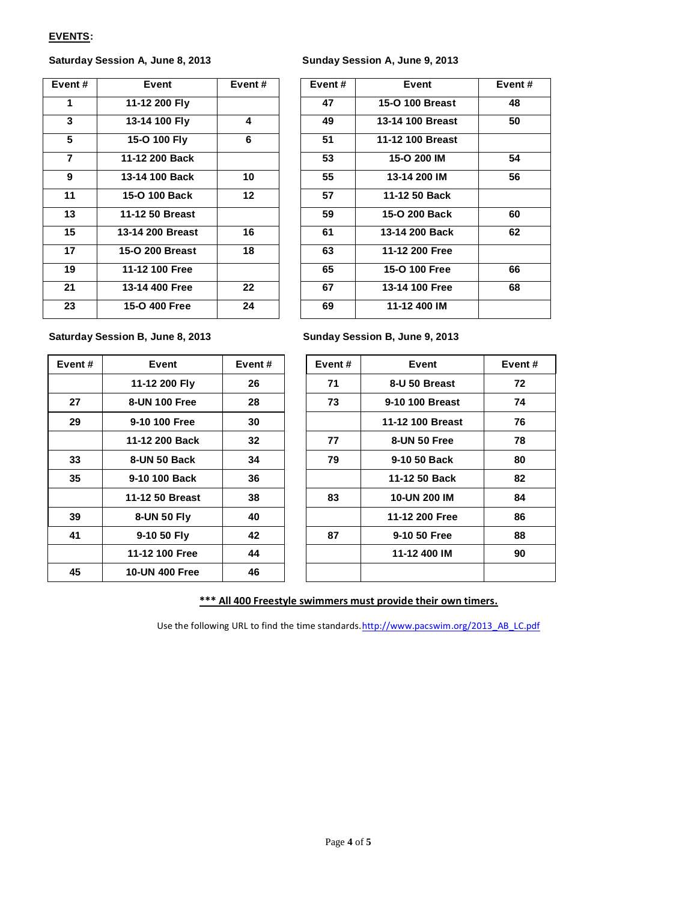**EVENTS:**

**Saturday Session A, June 8, 2013**

| Event # | Event | Event # |
|---|---|---|
| 1 | 11-12 200 Fly | |
| 3 | 13-14 100 Fly | 4 |
| 5 | 15-O 100 Fly | 6 |
| 7 | 11-12 200 Back | |
| 9 | 13-14 100 Back | 10 |
| 11 | 15-O 100 Back | 12 |
| 13 | 11-12 50 Breast | |
| 15 | 13-14 200 Breast | 16 |
| 17 | 15-O 200 Breast | 18 |
| 19 | 11-12 100 Free | |
| 21 | 13-14 400 Free | 22 |
| 23 | 15-O 400 Free | 24 |

**Sunday Session A, June 9, 2013**

| Event # | Event | Event # |
|---|---|---|
| 47 | 15-O 100 Breast | 48 |
| 49 | 13-14 100 Breast | 50 |
| 51 | 11-12 100 Breast | |
| 53 | 15-O 200 IM | 54 |
| 55 | 13-14 200 IM | 56 |
| 57 | 11-12 50 Back | |
| 59 | 15-O 200 Back | 60 |
| 61 | 13-14 200 Back | 62 |
| 63 | 11-12 200 Free | |
| 65 | 15-O 100 Free | 66 |
| 67 | 13-14 100 Free | 68 |
| 69 | 11-12 400 IM | |

**Saturday Session B, June 8, 2013**

| Event # | Event | Event # |
|---|---|---|
| | 11-12 200 Fly | 26 |
| 27 | 8-UN 100 Free | 28 |
| 29 | 9-10 100 Free | 30 |
| | 11-12 200 Back | 32 |
| 33 | 8-UN 50 Back | 34 |
| 35 | 9-10 100 Back | 36 |
| | 11-12 50 Breast | 38 |
| 39 | 8-UN 50 Fly | 40 |
| 41 | 9-10 50 Fly | 42 |
| | 11-12 100 Free | 44 |
| 45 | 10-UN 400 Free | 46 |

**Sunday Session B, June 9, 2013**

| Event # | Event | Event # |
|---|---|---|
| 71 | 8-U 50 Breast | 72 |
| 73 | 9-10 100 Breast | 74 |
| | 11-12 100 Breast | 76 |
| 77 | 8-UN 50 Free | 78 |
| 79 | 9-10 50 Back | 80 |
| | 11-12 50 Back | 82 |
| 83 | 10-UN 200 IM | 84 |
| | 11-12 200 Free | 86 |
| 87 | 9-10 50 Free | 88 |
| | 11-12 400 IM | 90 |
| | | |

**\*\*\* All 400 Freestyle swimmers must provide their own timers.**

Use the following URL to find the time standards. http://www.pacswim.org/2013_AB_LC.pdf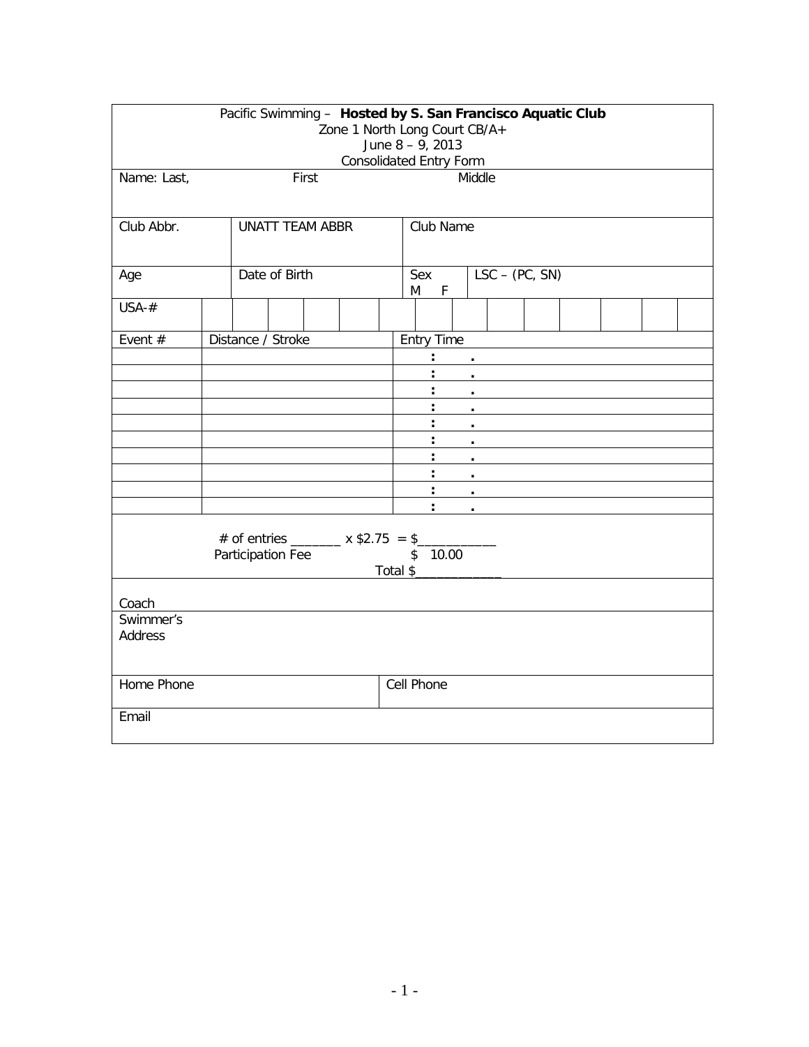Pacific Swimming – **Hosted by S. San Francisco Aquatic Club**
Zone 1 North Long Court CB/A+
June 8 – 9, 2013
Consolidated Entry Form

| | | | |
|---|---|---|---|
| Name: Last, | First | Middle | |
| Club Abbr. | UNATT TEAM ABBR | Club Name | |
| Age | Date of Birth | Sex M F | LSC – (PC, SN) |
| USA-# | | | |

| Event # | Distance / Stroke | Entry Time |
|---|---|---|
| | | : . |
| | | : . |
| | | : . |
| | | : . |
| | | : . |
| | | : . |
| | | : . |
| | | : . |
| | | : . |
| | | : . |

# of entries _______ x $2.75 = $___________
Participation Fee $ 10.00
Total $____________

| | |
|---|---|
| Coach | |
| Swimmer's Address | |
| Home Phone | Cell Phone |
| Email | |